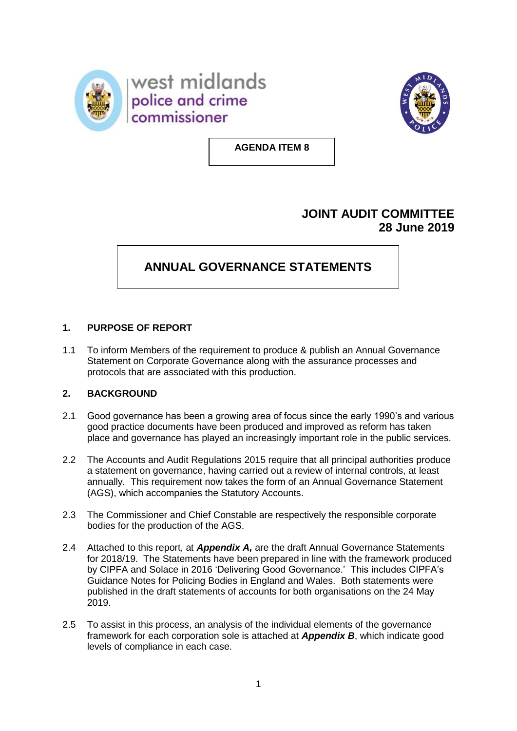west midlands police and crime commissioner

**AGENDA ITEM 8**

**JOINT AUDIT COMMITTEE**
**28 June 2019**

# ANNUAL GOVERNANCE STATEMENTS

## 1. PURPOSE OF REPORT

1.1 To inform Members of the requirement to produce & publish an Annual Governance Statement on Corporate Governance along with the assurance processes and protocols that are associated with this production.

## 2. BACKGROUND

2.1 Good governance has been a growing area of focus since the early 1990's and various good practice documents have been produced and improved as reform has taken place and governance has played an increasingly important role in the public services.

2.2 The Accounts and Audit Regulations 2015 require that all principal authorities produce a statement on governance, having carried out a review of internal controls, at least annually. This requirement now takes the form of an Annual Governance Statement (AGS), which accompanies the Statutory Accounts.

2.3 The Commissioner and Chief Constable are respectively the responsible corporate bodies for the production of the AGS.

2.4 Attached to this report, at ***Appendix A,*** are the draft Annual Governance Statements for 2018/19. The Statements have been prepared in line with the framework produced by CIPFA and Solace in 2016 'Delivering Good Governance.' This includes CIPFA's Guidance Notes for Policing Bodies in England and Wales. Both statements were published in the draft statements of accounts for both organisations on the 24 May 2019.

2.5 To assist in this process, an analysis of the individual elements of the governance framework for each corporation sole is attached at ***Appendix B***, which indicate good levels of compliance in each case.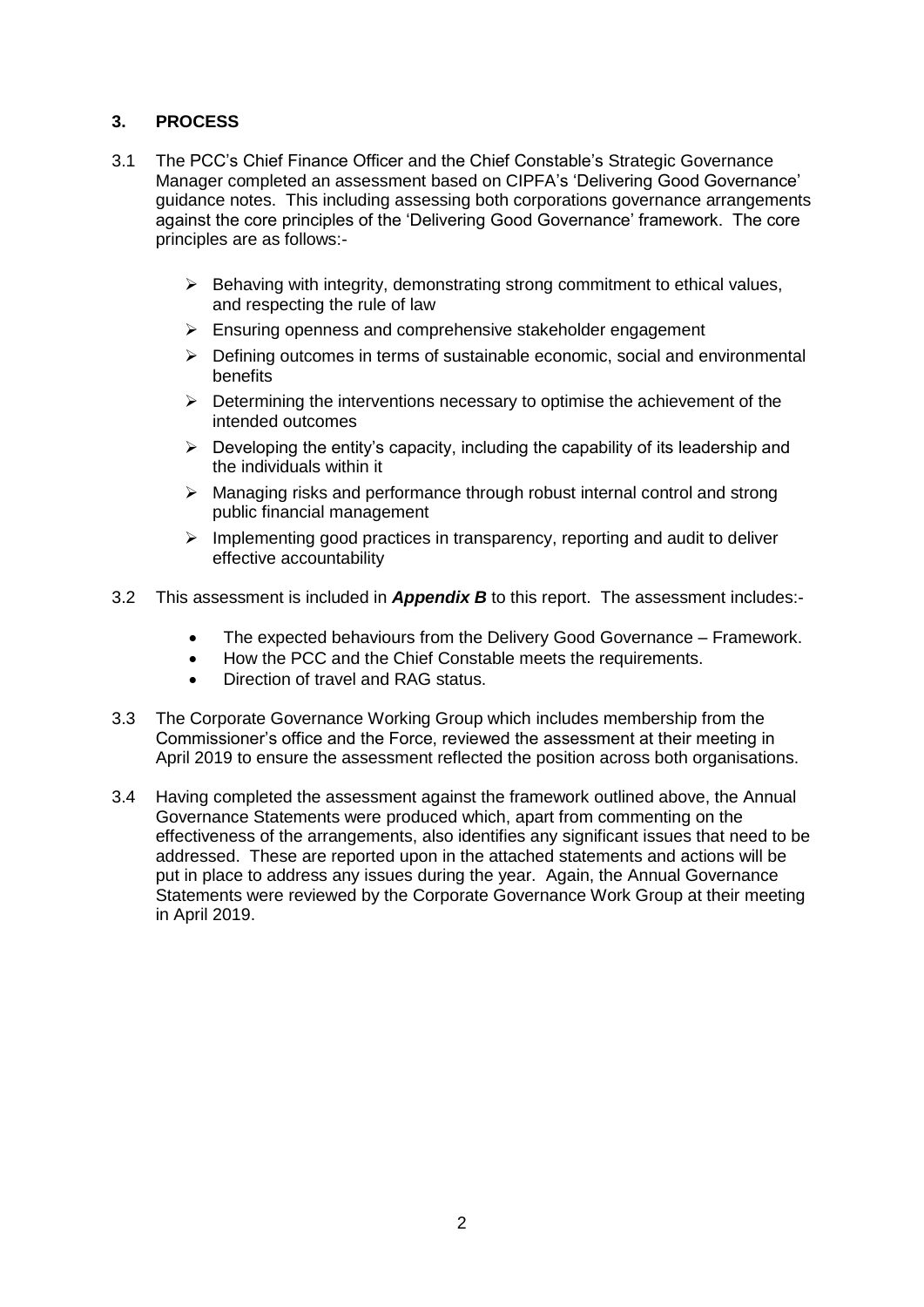## 3. PROCESS

3.1 The PCC's Chief Finance Officer and the Chief Constable's Strategic Governance Manager completed an assessment based on CIPFA's 'Delivering Good Governance' guidance notes. This including assessing both corporations governance arrangements against the core principles of the 'Delivering Good Governance' framework. The core principles are as follows:-

- Behaving with integrity, demonstrating strong commitment to ethical values, and respecting the rule of law
- Ensuring openness and comprehensive stakeholder engagement
- Defining outcomes in terms of sustainable economic, social and environmental benefits
- Determining the interventions necessary to optimise the achievement of the intended outcomes
- Developing the entity's capacity, including the capability of its leadership and the individuals within it
- Managing risks and performance through robust internal control and strong public financial management
- Implementing good practices in transparency, reporting and audit to deliver effective accountability

3.2 This assessment is included in ***Appendix B*** to this report. The assessment includes:-

- The expected behaviours from the Delivery Good Governance – Framework.
- How the PCC and the Chief Constable meets the requirements.
- Direction of travel and RAG status.

3.3 The Corporate Governance Working Group which includes membership from the Commissioner's office and the Force, reviewed the assessment at their meeting in April 2019 to ensure the assessment reflected the position across both organisations.

3.4 Having completed the assessment against the framework outlined above, the Annual Governance Statements were produced which, apart from commenting on the effectiveness of the arrangements, also identifies any significant issues that need to be addressed. These are reported upon in the attached statements and actions will be put in place to address any issues during the year. Again, the Annual Governance Statements were reviewed by the Corporate Governance Work Group at their meeting in April 2019.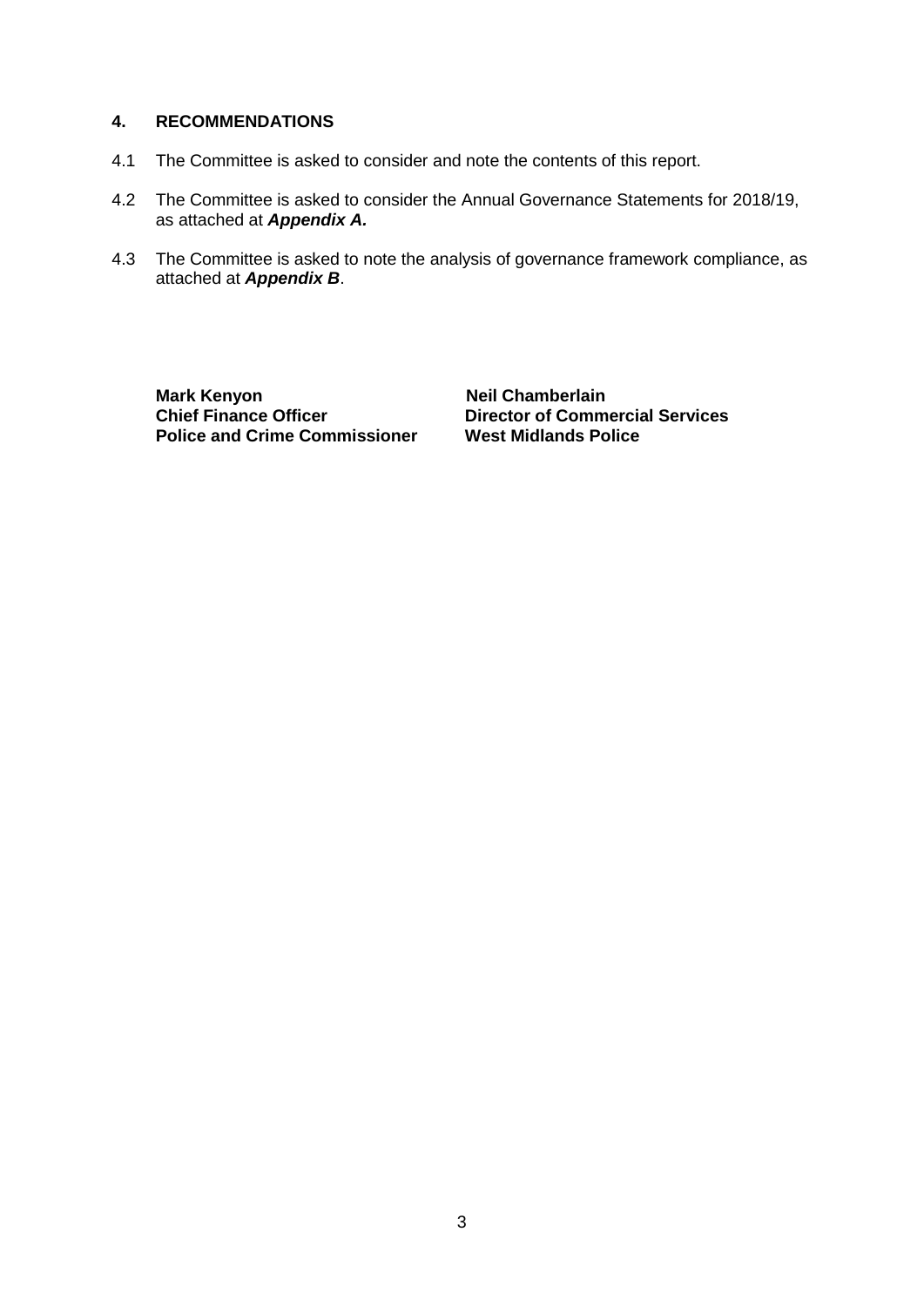## 4. RECOMMENDATIONS

4.1 The Committee is asked to consider and note the contents of this report.

4.2 The Committee is asked to consider the Annual Governance Statements for 2018/19, as attached at ***Appendix A.***

4.3 The Committee is asked to note the analysis of governance framework compliance, as attached at ***Appendix B***.

| | |
|---|---|
| **Mark Kenyon** | **Neil Chamberlain** |
| **Chief Finance Officer** | **Director of Commercial Services** |
| **Police and Crime Commissioner** | **West Midlands Police** |